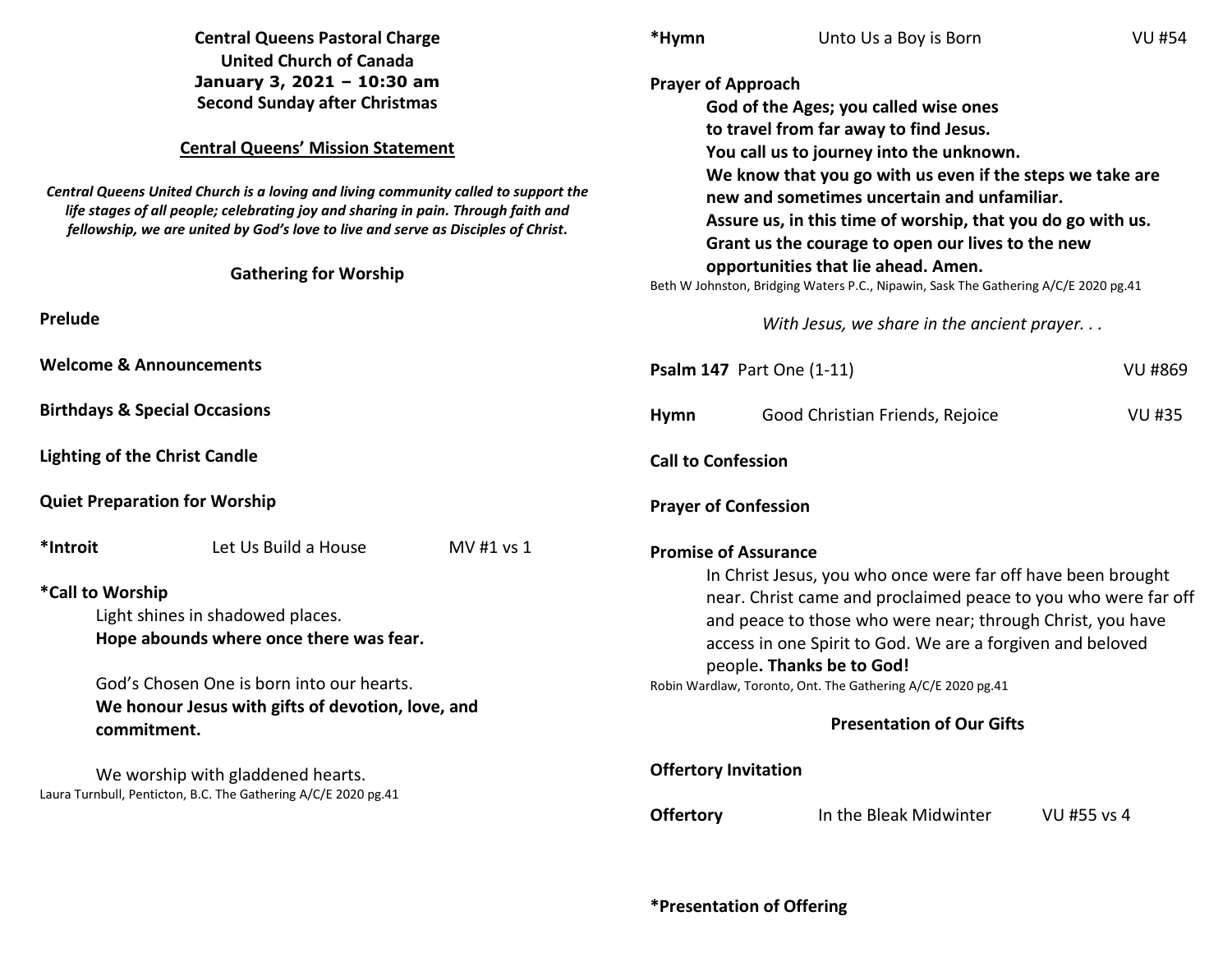**Central Queens Pastoral Charge**
**United Church of Canada**
**January 3, 2021 – 10:30 am**
**Second Sunday after Christmas**

**Central Queens' Mission Statement**

***Central Queens United Church is a loving and living community called to support the life stages of all people; celebrating joy and sharing in pain. Through faith and fellowship, we are united by God's love to live and serve as Disciples of Christ.***

## Gathering for Worship

**Prelude**

**Welcome & Announcements**

**Birthdays & Special Occasions**

**Lighting of the Christ Candle**

**Quiet Preparation for Worship**

**\*Introit** Let Us Build a House MV #1 vs 1

**\*Call to Worship**

Light shines in shadowed places.
**Hope abounds where once there was fear.**

God's Chosen One is born into our hearts.
**We honour Jesus with gifts of devotion, love, and commitment.**

We worship with gladdened hearts.

Laura Turnbull, Penticton, B.C. The Gathering A/C/E 2020 pg.41

**\*Hymn** Unto Us a Boy is Born VU #54

**Prayer of Approach**

**God of the Ages; you called wise ones**
**to travel from far away to find Jesus.**
**You call us to journey into the unknown.**
**We know that you go with us even if the steps we take are new and sometimes uncertain and unfamiliar.**
**Assure us, in this time of worship, that you do go with us.**
**Grant us the courage to open our lives to the new opportunities that lie ahead. Amen.**

Beth W Johnston, Bridging Waters P.C., Nipawin, Sask The Gathering A/C/E 2020 pg.41

*With Jesus, we share in the ancient prayer. . .*

**Psalm 147** Part One (1-11) VU #869

**Hymn** Good Christian Friends, Rejoice VU #35

**Call to Confession**

**Prayer of Confession**

**Promise of Assurance**

In Christ Jesus, you who once were far off have been brought near. Christ came and proclaimed peace to you who were far off and peace to those who were near; through Christ, you have access in one Spirit to God. We are a forgiven and beloved people**. Thanks be to God!**

Robin Wardlaw, Toronto, Ont. The Gathering A/C/E 2020 pg.41

## Presentation of Our Gifts

**Offertory Invitation**

**Offertory** In the Bleak Midwinter VU #55 vs 4

**\*Presentation of Offering**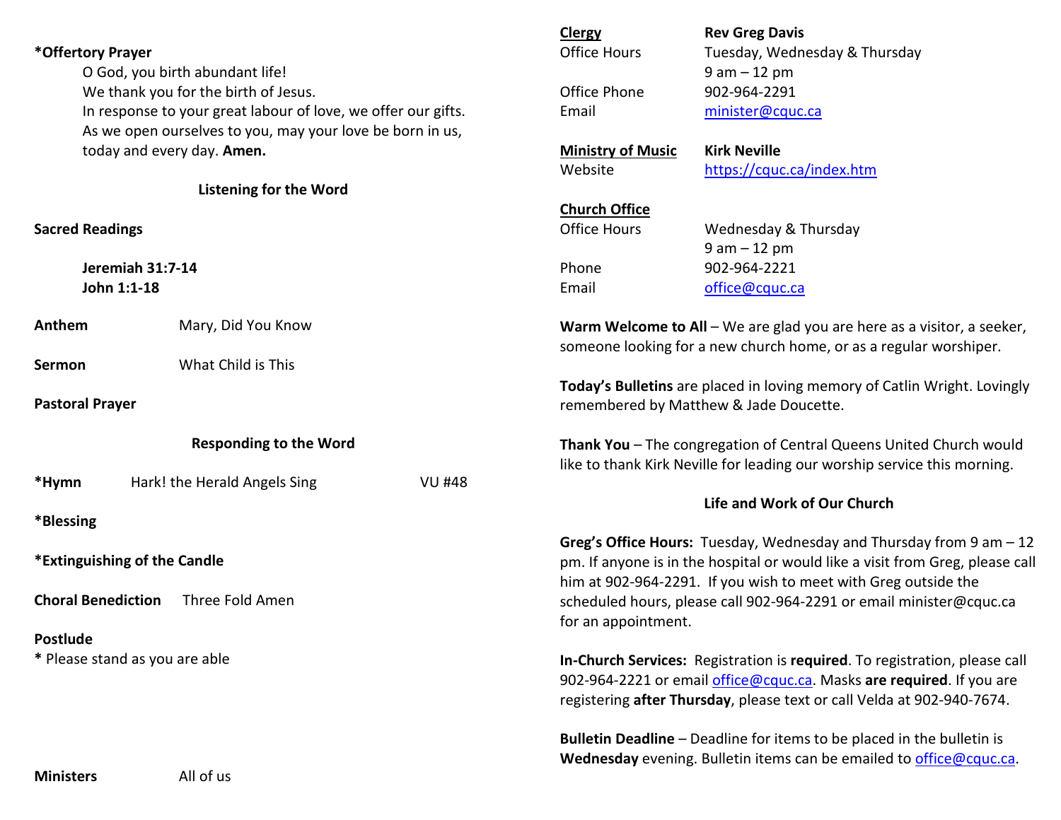**\*Offertory Prayer**

O God, you birth abundant life!
We thank you for the birth of Jesus.
In response to your great labour of love, we offer our gifts.
As we open ourselves to you, may your love be born in us,
today and every day. **Amen.**

**Listening for the Word**

**Sacred Readings**

**Jeremiah 31:7-14**
**John 1:1-18**

**Anthem** Mary, Did You Know

**Sermon** What Child is This

**Pastoral Prayer**

**Responding to the Word**

**\*Hymn** Hark! the Herald Angels Sing VU #48

**\*Blessing**

**\*Extinguishing of the Candle**

**Choral Benediction** Three Fold Amen

**Postlude**

**\*** Please stand as you are able

**Ministers** All of us

| | |
|---|---|
| **Clergy** | **Rev Greg Davis** |
| Office Hours | Tuesday, Wednesday & Thursday 9 am – 12 pm |
| Office Phone | 902-964-2291 |
| Email | minister@cquc.ca |
| **Ministry of Music** | **Kirk Neville** |
| Website | https://cquc.ca/index.htm |
| **Church Office** | |
| Office Hours | Wednesday & Thursday 9 am – 12 pm |
| Phone | 902-964-2221 |
| Email | office@cquc.ca |

**Warm Welcome to All** – We are glad you are here as a visitor, a seeker, someone looking for a new church home, or as a regular worshiper.

**Today's Bulletins** are placed in loving memory of Catlin Wright. Lovingly remembered by Matthew & Jade Doucette.

**Thank You** – The congregation of Central Queens United Church would like to thank Kirk Neville for leading our worship service this morning.

**Life and Work of Our Church**

**Greg's Office Hours:** Tuesday, Wednesday and Thursday from 9 am – 12 pm. If anyone is in the hospital or would like a visit from Greg, please call him at 902-964-2291. If you wish to meet with Greg outside the scheduled hours, please call 902-964-2291 or email minister@cquc.ca for an appointment.

**In-Church Services:** Registration is **required**. To registration, please call 902-964-2221 or email office@cquc.ca. Masks **are required**. If you are registering **after Thursday**, please text or call Velda at 902-940-7674.

**Bulletin Deadline** – Deadline for items to be placed in the bulletin is **Wednesday** evening. Bulletin items can be emailed to office@cquc.ca.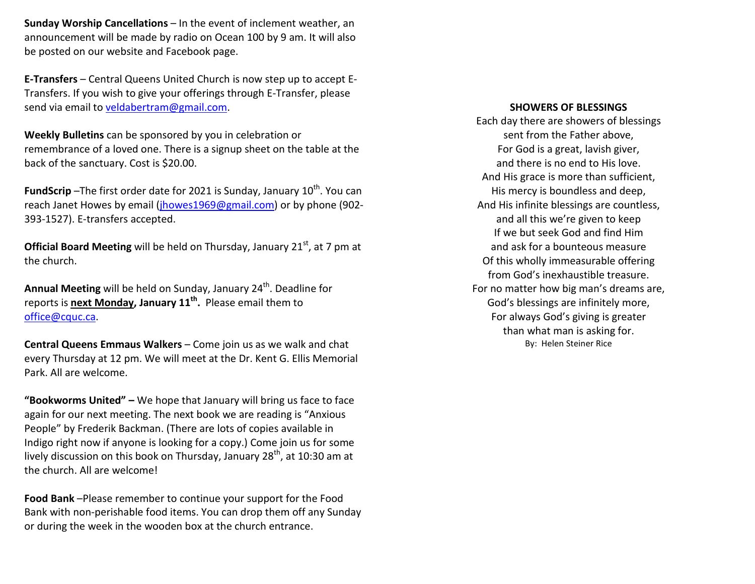**Sunday Worship Cancellations** – In the event of inclement weather, an announcement will be made by radio on Ocean 100 by 9 am. It will also be posted on our website and Facebook page.

**E-Transfers** – Central Queens United Church is now step up to accept E-Transfers. If you wish to give your offerings through E-Transfer, please send via email to veldabertram@gmail.com.

**Weekly Bulletins** can be sponsored by you in celebration or remembrance of a loved one. There is a signup sheet on the table at the back of the sanctuary. Cost is $20.00.

**FundScrip** –The first order date for 2021 is Sunday, January 10th. You can reach Janet Howes by email (jhowes1969@gmail.com) or by phone (902-393-1527). E-transfers accepted.

**Official Board Meeting** will be held on Thursday, January 21st, at 7 pm at the church.

**Annual Meeting** will be held on Sunday, January 24th. Deadline for reports is **next Monday, January 11th.** Please email them to office@cquc.ca.

**Central Queens Emmaus Walkers** – Come join us as we walk and chat every Thursday at 12 pm. We will meet at the Dr. Kent G. Ellis Memorial Park. All are welcome.

**"Bookworms United" –** We hope that January will bring us face to face again for our next meeting. The next book we are reading is "Anxious People" by Frederik Backman. (There are lots of copies available in Indigo right now if anyone is looking for a copy.) Come join us for some lively discussion on this book on Thursday, January 28th, at 10:30 am at the church. All are welcome!

**Food Bank** –Please remember to continue your support for the Food Bank with non-perishable food items. You can drop them off any Sunday or during the week in the wooden box at the church entrance.

**SHOWERS OF BLESSINGS**

Each day there are showers of blessings
sent from the Father above,
For God is a great, lavish giver,
and there is no end to His love.
And His grace is more than sufficient,
His mercy is boundless and deep,
And His infinite blessings are countless,
and all this we're given to keep
If we but seek God and find Him
and ask for a bounteous measure
Of this wholly immeasurable offering
from God's inexhaustible treasure.
For no matter how big man's dreams are,
God's blessings are infinitely more,
For always God's giving is greater
than what man is asking for.

By: Helen Steiner Rice